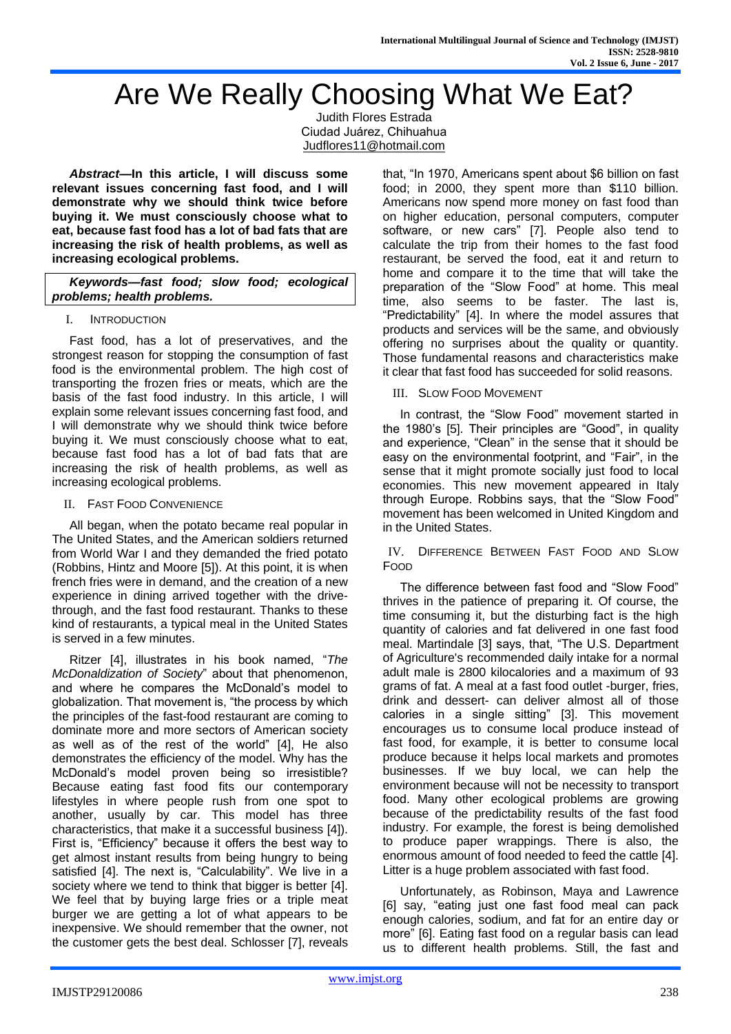# Are We Really Choosing What We Eat?

Judith Flores Estrada
Ciudad Juárez, Chihuahua
Judflores11@hotmail.com

***Abstract*—In this article, I will discuss some relevant issues concerning fast food, and I will demonstrate why we should think twice before buying it. We must consciously choose what to eat, because fast food has a lot of bad fats that are increasing the risk of health problems, as well as increasing ecological problems.**

***Keywords—fast food; slow food; ecological problems; health problems.***

## I. Introduction

Fast food, has a lot of preservatives, and the strongest reason for stopping the consumption of fast food is the environmental problem. The high cost of transporting the frozen fries or meats, which are the basis of the fast food industry. In this article, I will explain some relevant issues concerning fast food, and I will demonstrate why we should think twice before buying it. We must consciously choose what to eat, because fast food has a lot of bad fats that are increasing the risk of health problems, as well as increasing ecological problems.

## II. Fast Food Convenience

All began, when the potato became real popular in The United States, and the American soldiers returned from World War I and they demanded the fried potato (Robbins, Hintz and Moore [5]). At this point, it is when french fries were in demand, and the creation of a new experience in dining arrived together with the drive-through, and the fast food restaurant. Thanks to these kind of restaurants, a typical meal in the United States is served in a few minutes.

Ritzer [4], illustrates in his book named, "*The McDonaldization of Society*" about that phenomenon, and where he compares the McDonald's model to globalization. That movement is, "the process by which the principles of the fast-food restaurant are coming to dominate more and more sectors of American society as well as of the rest of the world" [4], He also demonstrates the efficiency of the model. Why has the McDonald's model proven being so irresistible? Because eating fast food fits our contemporary lifestyles in where people rush from one spot to another, usually by car. This model has three characteristics, that make it a successful business [4]). First is, "Efficiency" because it offers the best way to get almost instant results from being hungry to being satisfied [4]. The next is, "Calculability". We live in a society where we tend to think that bigger is better [4]. We feel that by buying large fries or a triple meat burger we are getting a lot of what appears to be inexpensive. We should remember that the owner, not the customer gets the best deal. Schlosser [7], reveals that, "In 1970, Americans spent about $6 billion on fast food; in 2000, they spent more than $110 billion. Americans now spend more money on fast food than on higher education, personal computers, computer software, or new cars" [7]. People also tend to calculate the trip from their homes to the fast food restaurant, be served the food, eat it and return to home and compare it to the time that will take the preparation of the "Slow Food" at home. This meal time, also seems to be faster. The last is, "Predictability" [4]. In where the model assures that products and services will be the same, and obviously offering no surprises about the quality or quantity. Those fundamental reasons and characteristics make it clear that fast food has succeeded for solid reasons.

## III. Slow Food Movement

In contrast, the "Slow Food" movement started in the 1980's [5]. Their principles are "Good", in quality and experience, "Clean" in the sense that it should be easy on the environmental footprint, and "Fair", in the sense that it might promote socially just food to local economies. This new movement appeared in Italy through Europe. Robbins says, that the "Slow Food" movement has been welcomed in United Kingdom and in the United States.

## IV. Difference Between Fast Food and Slow Food

The difference between fast food and "Slow Food" thrives in the patience of preparing it. Of course, the time consuming it, but the disturbing fact is the high quantity of calories and fat delivered in one fast food meal. Martindale [3] says, that, "The U.S. Department of Agriculture's recommended daily intake for a normal adult male is 2800 kilocalories and a maximum of 93 grams of fat. A meal at a fast food outlet -burger, fries, drink and dessert- can deliver almost all of those calories in a single sitting" [3]. This movement encourages us to consume local produce instead of fast food, for example, it is better to consume local produce because it helps local markets and promotes businesses. If we buy local, we can help the environment because will not be necessity to transport food. Many other ecological problems are growing because of the predictability results of the fast food industry. For example, the forest is being demolished to produce paper wrappings. There is also, the enormous amount of food needed to feed the cattle [4]. Litter is a huge problem associated with fast food.

Unfortunately, as Robinson, Maya and Lawrence [6] say, "eating just one fast food meal can pack enough calories, sodium, and fat for an entire day or more" [6]. Eating fast food on a regular basis can lead us to different health problems. Still, the fast and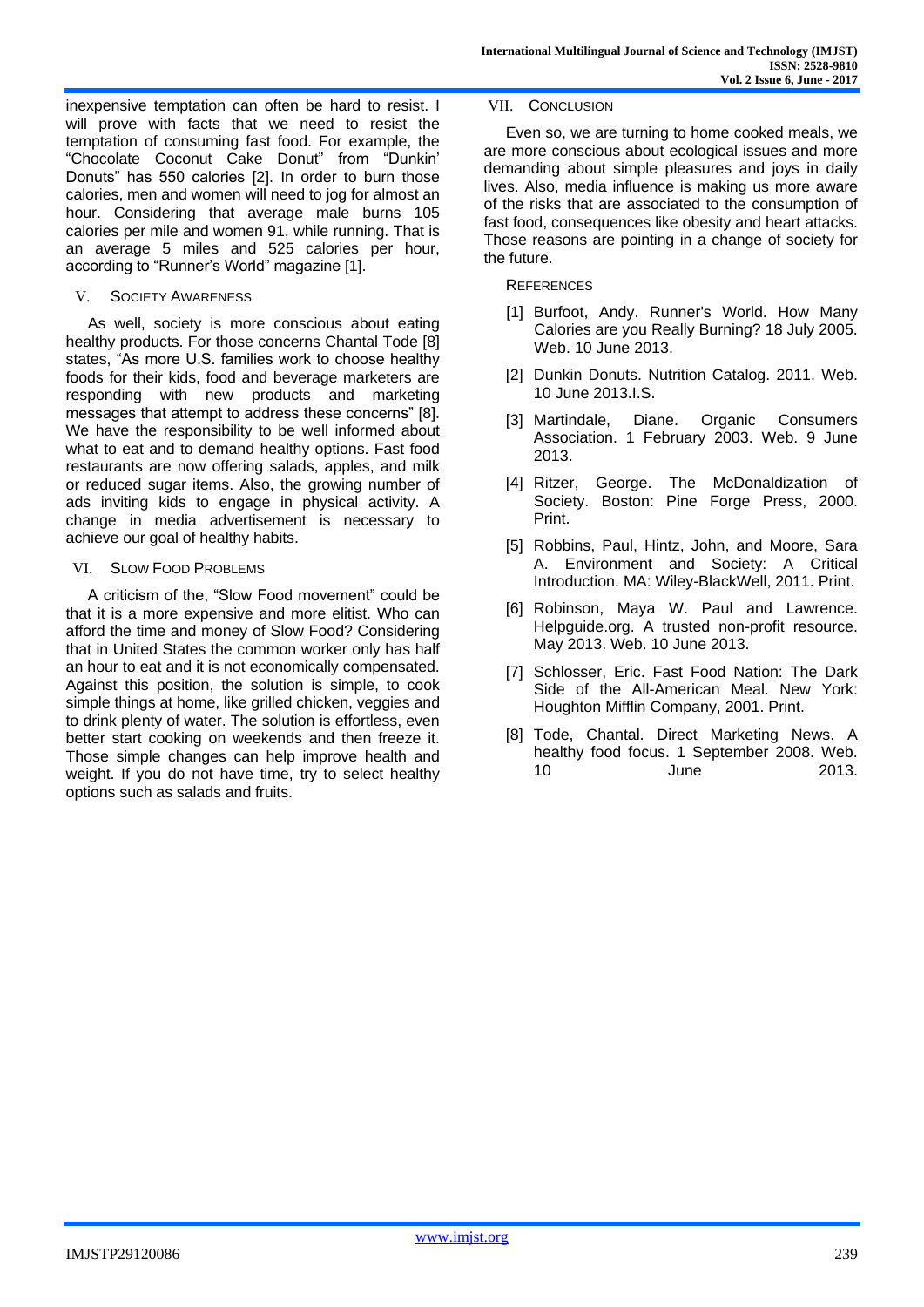inexpensive temptation can often be hard to resist. I will prove with facts that we need to resist the temptation of consuming fast food. For example, the "Chocolate Coconut Cake Donut" from "Dunkin' Donuts" has 550 calories [2]. In order to burn those calories, men and women will need to jog for almost an hour. Considering that average male burns 105 calories per mile and women 91, while running. That is an average 5 miles and 525 calories per hour, according to "Runner's World" magazine [1].

## V. Society Awareness

As well, society is more conscious about eating healthy products. For those concerns Chantal Tode [8] states, "As more U.S. families work to choose healthy foods for their kids, food and beverage marketers are responding with new products and marketing messages that attempt to address these concerns" [8]. We have the responsibility to be well informed about what to eat and to demand healthy options. Fast food restaurants are now offering salads, apples, and milk or reduced sugar items. Also, the growing number of ads inviting kids to engage in physical activity. A change in media advertisement is necessary to achieve our goal of healthy habits.

## VI. Slow Food Problems

A criticism of the, "Slow Food movement" could be that it is a more expensive and more elitist. Who can afford the time and money of Slow Food? Considering that in United States the common worker only has half an hour to eat and it is not economically compensated. Against this position, the solution is simple, to cook simple things at home, like grilled chicken, veggies and to drink plenty of water. The solution is effortless, even better start cooking on weekends and then freeze it. Those simple changes can help improve health and weight. If you do not have time, try to select healthy options such as salads and fruits.

## VII. Conclusion

Even so, we are turning to home cooked meals, we are more conscious about ecological issues and more demanding about simple pleasures and joys in daily lives. Also, media influence is making us more aware of the risks that are associated to the consumption of fast food, consequences like obesity and heart attacks. Those reasons are pointing in a change of society for the future.

## References

[1] Burfoot, Andy. Runner's World. How Many Calories are you Really Burning? 18 July 2005. Web. 10 June 2013.

[2] Dunkin Donuts. Nutrition Catalog. 2011. Web. 10 June 2013.I.S.

[3] Martindale, Diane. Organic Consumers Association. 1 February 2003. Web. 9 June 2013.

[4] Ritzer, George. The McDonaldization of Society. Boston: Pine Forge Press, 2000. Print.

[5] Robbins, Paul, Hintz, John, and Moore, Sara A. Environment and Society: A Critical Introduction. MA: Wiley-BlackWell, 2011. Print.

[6] Robinson, Maya W. Paul and Lawrence. Helpguide.org. A trusted non-profit resource. May 2013. Web. 10 June 2013.

[7] Schlosser, Eric. Fast Food Nation: The Dark Side of the All-American Meal. New York: Houghton Mifflin Company, 2001. Print.

[8] Tode, Chantal. Direct Marketing News. A healthy food focus. 1 September 2008. Web. 10 June 2013.